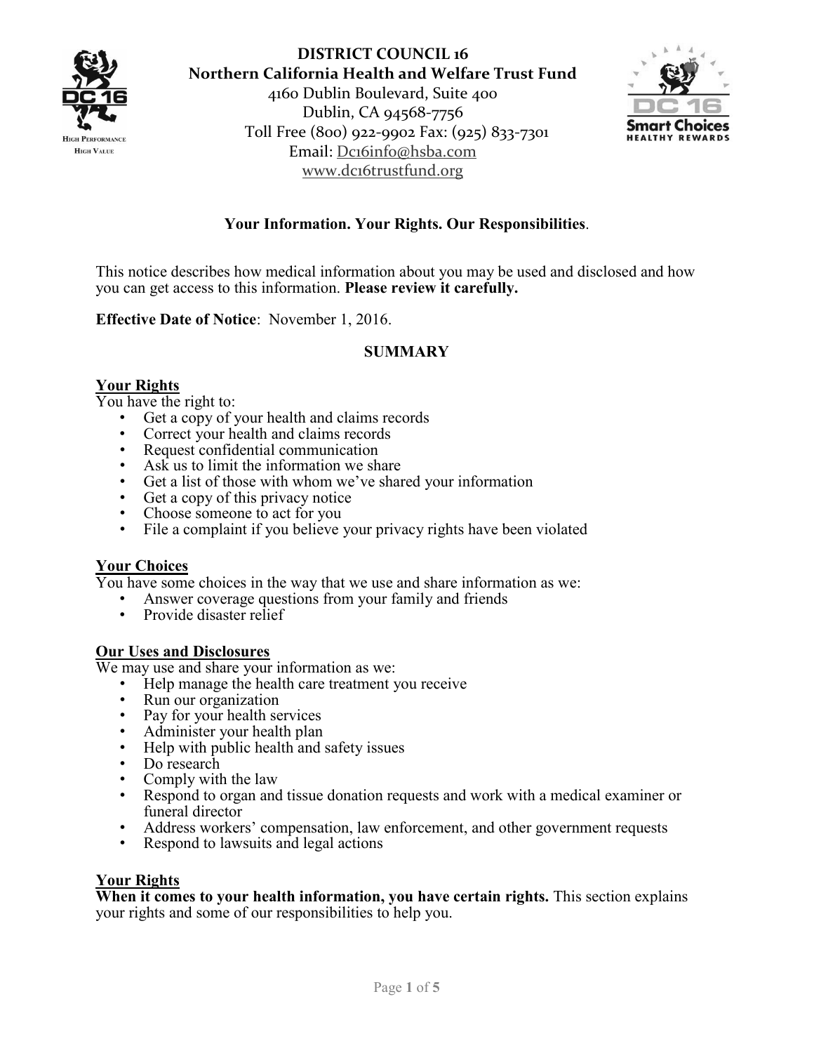# DISTRICT COUNCIL 16
## Northern California Health and Welfare Trust Fund

4160 Dublin Boulevard, Suite 400
Dublin, CA 94568-7756
Toll Free (800) 922-9902 Fax: (925) 833-7301
Email: Dc16info@hsba.com
www.dc16trustfund.org

**Your Information. Your Rights. Our Responsibilities**.

This notice describes how medical information about you may be used and disclosed and how you can get access to this information. **Please review it carefully.**

**Effective Date of Notice**: November 1, 2016.

## SUMMARY

### Your Rights

You have the right to:

- Get a copy of your health and claims records
- Correct your health and claims records
- Request confidential communication
- Ask us to limit the information we share
- Get a list of those with whom we've shared your information
- Get a copy of this privacy notice
- Choose someone to act for you
- File a complaint if you believe your privacy rights have been violated

### Your Choices

You have some choices in the way that we use and share information as we:

- Answer coverage questions from your family and friends
- Provide disaster relief

### Our Uses and Disclosures

We may use and share your information as we:

- Help manage the health care treatment you receive
- Run our organization
- Pay for your health services
- Administer your health plan
- Help with public health and safety issues
- Do research
- Comply with the law
- Respond to organ and tissue donation requests and work with a medical examiner or funeral director
- Address workers' compensation, law enforcement, and other government requests
- Respond to lawsuits and legal actions

### Your Rights

**When it comes to your health information, you have certain rights.** This section explains your rights and some of our responsibilities to help you.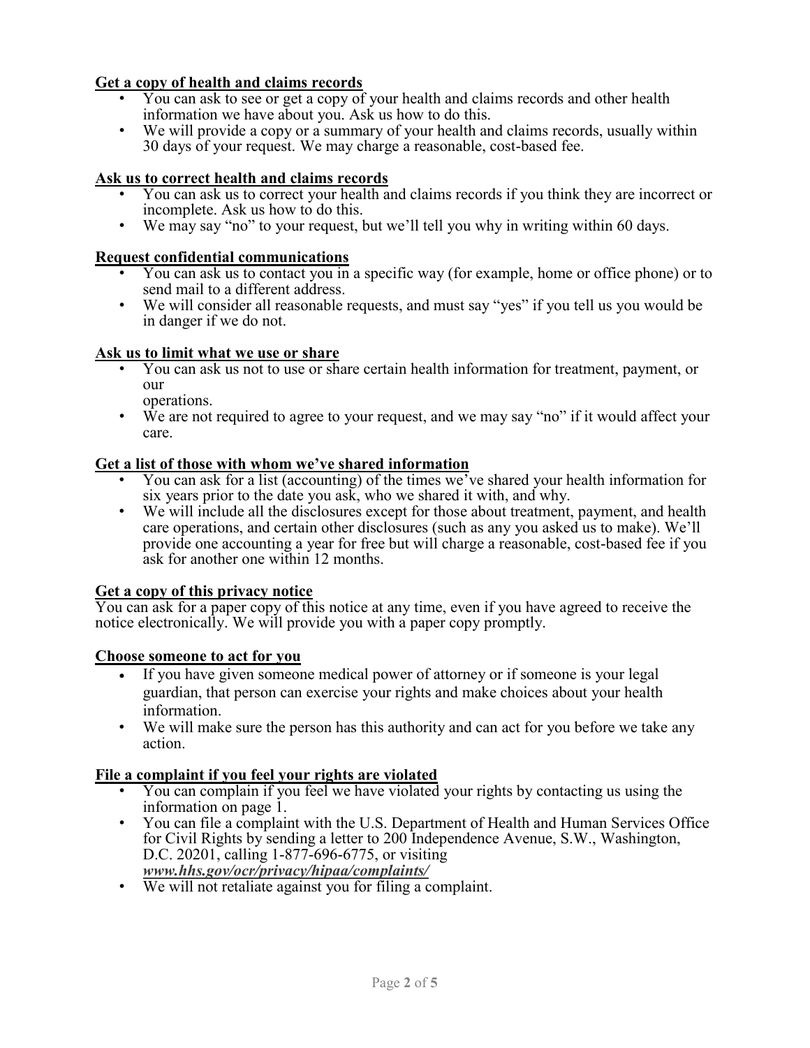**Get a copy of health and claims records**

- You can ask to see or get a copy of your health and claims records and other health information we have about you. Ask us how to do this.
- We will provide a copy or a summary of your health and claims records, usually within 30 days of your request. We may charge a reasonable, cost-based fee.

**Ask us to correct health and claims records**

- You can ask us to correct your health and claims records if you think they are incorrect or incomplete. Ask us how to do this.
- We may say "no" to your request, but we'll tell you why in writing within 60 days.

**Request confidential communications**

- You can ask us to contact you in a specific way (for example, home or office phone) or to send mail to a different address.
- We will consider all reasonable requests, and must say "yes" if you tell us you would be in danger if we do not.

**Ask us to limit what we use or share**

- You can ask us not to use or share certain health information for treatment, payment, or our operations.
- We are not required to agree to your request, and we may say "no" if it would affect your care.

**Get a list of those with whom we've shared information**

- You can ask for a list (accounting) of the times we've shared your health information for six years prior to the date you ask, who we shared it with, and why.
- We will include all the disclosures except for those about treatment, payment, and health care operations, and certain other disclosures (such as any you asked us to make). We'll provide one accounting a year for free but will charge a reasonable, cost-based fee if you ask for another one within 12 months.

**Get a copy of this privacy notice**

You can ask for a paper copy of this notice at any time, even if you have agreed to receive the notice electronically. We will provide you with a paper copy promptly.

**Choose someone to act for you**

- If you have given someone medical power of attorney or if someone is your legal guardian, that person can exercise your rights and make choices about your health information.
- We will make sure the person has this authority and can act for you before we take any action.

**File a complaint if you feel your rights are violated**

- You can complain if you feel we have violated your rights by contacting us using the information on page 1.
- You can file a complaint with the U.S. Department of Health and Human Services Office for Civil Rights by sending a letter to 200 Independence Avenue, S.W., Washington, D.C. 20201, calling 1-877-696-6775, or visiting ***www.hhs.gov/ocr/privacy/hipaa/complaints/***
- We will not retaliate against you for filing a complaint.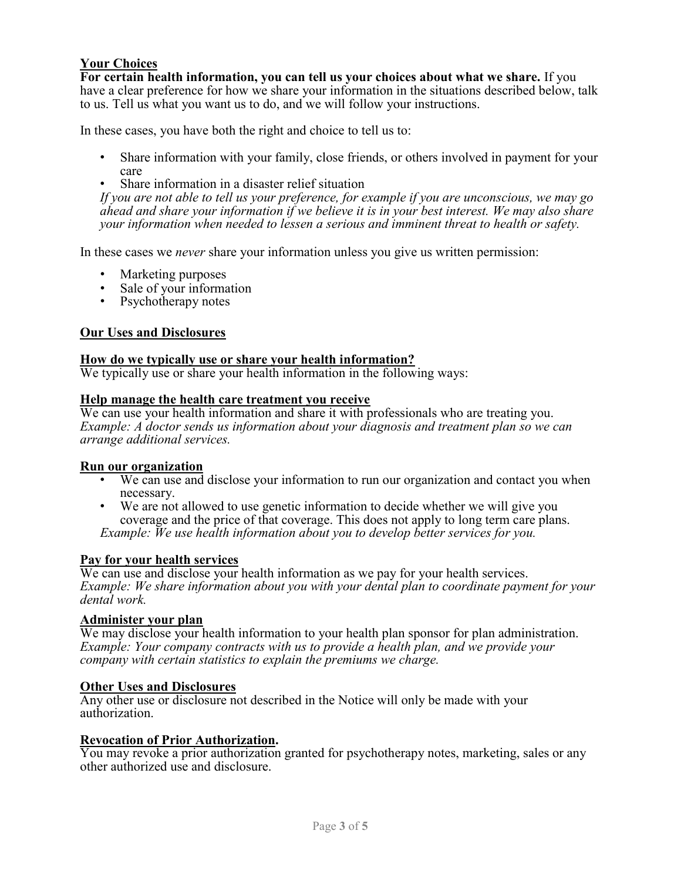## Your Choices

**For certain health information, you can tell us your choices about what we share.** If you have a clear preference for how we share your information in the situations described below, talk to us. Tell us what you want us to do, and we will follow your instructions.

In these cases, you have both the right and choice to tell us to:

- Share information with your family, close friends, or others involved in payment for your care
- Share information in a disaster relief situation

*If you are not able to tell us your preference, for example if you are unconscious, we may go ahead and share your information if we believe it is in your best interest. We may also share your information when needed to lessen a serious and imminent threat to health or safety.*

In these cases we *never* share your information unless you give us written permission:

- Marketing purposes
- Sale of your information
- Psychotherapy notes

## Our Uses and Disclosures

### How do we typically use or share your health information?

We typically use or share your health information in the following ways:

### Help manage the health care treatment you receive

We can use your health information and share it with professionals who are treating you.
*Example: A doctor sends us information about your diagnosis and treatment plan so we can arrange additional services.*

### Run our organization

- We can use and disclose your information to run our organization and contact you when necessary.
- We are not allowed to use genetic information to decide whether we will give you coverage and the price of that coverage. This does not apply to long term care plans.

*Example: We use health information about you to develop better services for you.*

### Pay for your health services

We can use and disclose your health information as we pay for your health services.
*Example: We share information about you with your dental plan to coordinate payment for your dental work.*

### Administer your plan

We may disclose your health information to your health plan sponsor for plan administration.
*Example: Your company contracts with us to provide a health plan, and we provide your company with certain statistics to explain the premiums we charge.*

### Other Uses and Disclosures

Any other use or disclosure not described in the Notice will only be made with your authorization.

### Revocation of Prior Authorization.

You may revoke a prior authorization granted for psychotherapy notes, marketing, sales or any other authorized use and disclosure.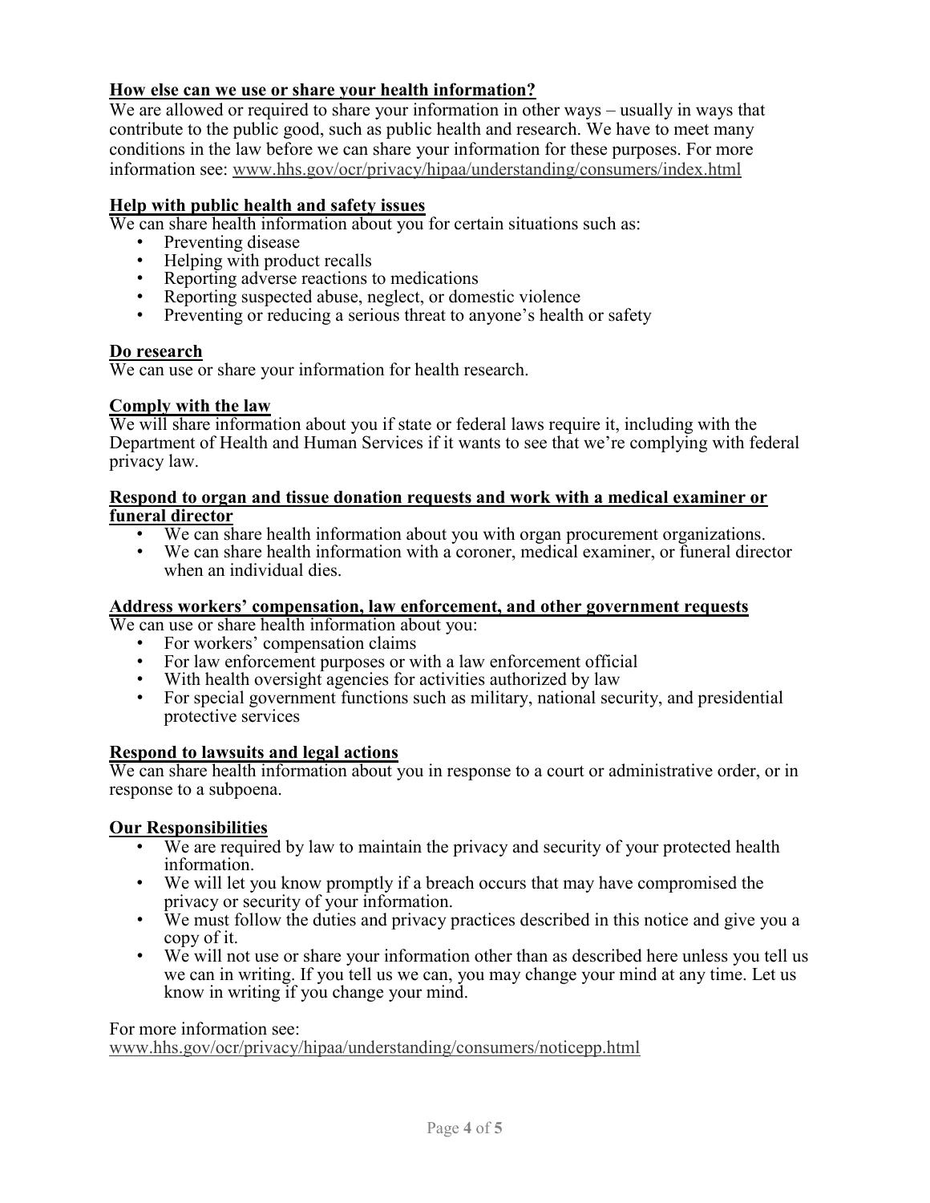## How else can we use or share your health information?

We are allowed or required to share your information in other ways – usually in ways that contribute to the public good, such as public health and research. We have to meet many conditions in the law before we can share your information for these purposes. For more information see: www.hhs.gov/ocr/privacy/hipaa/understanding/consumers/index.html

### Help with public health and safety issues

We can share health information about you for certain situations such as:

- Preventing disease
- Helping with product recalls
- Reporting adverse reactions to medications
- Reporting suspected abuse, neglect, or domestic violence
- Preventing or reducing a serious threat to anyone's health or safety

### Do research

We can use or share your information for health research.

### Comply with the law

We will share information about you if state or federal laws require it, including with the Department of Health and Human Services if it wants to see that we're complying with federal privacy law.

### Respond to organ and tissue donation requests and work with a medical examiner or funeral director

- We can share health information about you with organ procurement organizations.
- We can share health information with a coroner, medical examiner, or funeral director when an individual dies.

### Address workers' compensation, law enforcement, and other government requests

We can use or share health information about you:

- For workers' compensation claims
- For law enforcement purposes or with a law enforcement official
- With health oversight agencies for activities authorized by law
- For special government functions such as military, national security, and presidential protective services

### Respond to lawsuits and legal actions

We can share health information about you in response to a court or administrative order, or in response to a subpoena.

## Our Responsibilities

- We are required by law to maintain the privacy and security of your protected health information.
- We will let you know promptly if a breach occurs that may have compromised the privacy or security of your information.
- We must follow the duties and privacy practices described in this notice and give you a copy of it.
- We will not use or share your information other than as described here unless you tell us we can in writing. If you tell us we can, you may change your mind at any time. Let us know in writing if you change your mind.

For more information see:
www.hhs.gov/ocr/privacy/hipaa/understanding/consumers/noticepp.html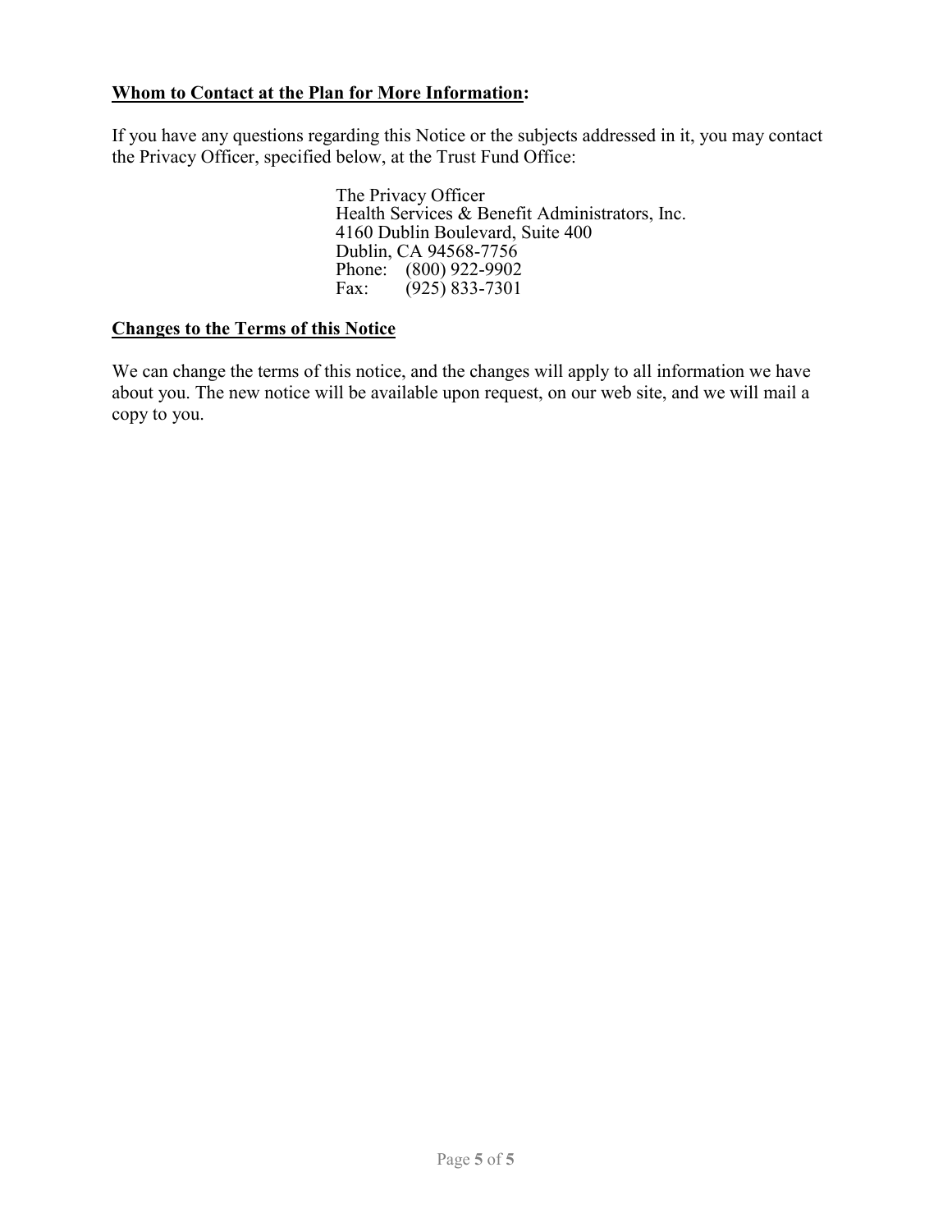**Whom to Contact at the Plan for More Information:**

If you have any questions regarding this Notice or the subjects addressed in it, you may contact the Privacy Officer, specified below, at the Trust Fund Office:

> The Privacy Officer
> Health Services & Benefit Administrators, Inc.
> 4160 Dublin Boulevard, Suite 400
> Dublin, CA 94568-7756
> Phone: (800) 922-9902
> Fax: (925) 833-7301

**Changes to the Terms of this Notice**

We can change the terms of this notice, and the changes will apply to all information we have about you. The new notice will be available upon request, on our web site, and we will mail a copy to you.